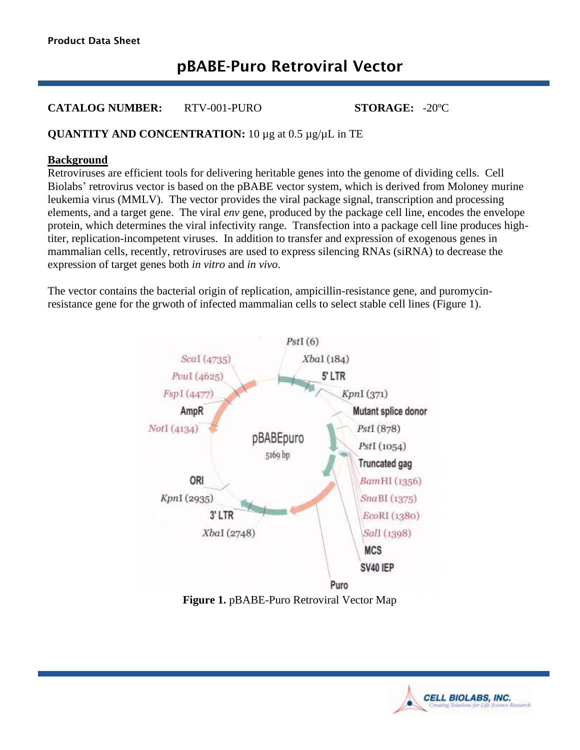Product Data Sheet

# pBABE-Puro Retroviral Vector

**CATALOG NUMBER:** RTV-001-PURO **STORAGE:** -20ºC

**QUANTITY AND CONCENTRATION:** 10 µg at 0.5 µg/µL in TE

## Background

Retroviruses are efficient tools for delivering heritable genes into the genome of dividing cells. Cell Biolabs' retrovirus vector is based on the pBABE vector system, which is derived from Moloney murine leukemia virus (MMLV). The vector provides the viral package signal, transcription and processing elements, and a target gene. The viral *env* gene, produced by the package cell line, encodes the envelope protein, which determines the viral infectivity range. Transfection into a package cell line produces high-titer, replication-incompetent viruses. In addition to transfer and expression of exogenous genes in mammalian cells, recently, retroviruses are used to express silencing RNAs (siRNA) to decrease the expression of target genes both *in vitro* and *in vivo*.

The vector contains the bacterial origin of replication, ampicillin-resistance gene, and puromycin-resistance gene for the grwoth of infected mammalian cells to select stable cell lines (Figure 1).

pBABEpuro
5169 bp

PstI (6), XbaI (184), 5' LTR, KpnI (371), Mutant splice donor, PstI (878), PstI (1054), Truncated gag, BamHI (1356), SnaBI (1375), EcoRI (1380), SalI (1398), MCS, SV40 IEP, Puro, XbaI (2748), 3' LTR, KpnI (2935), ORI, NotI (4134), AmpR, FspI (4477), PvuI (4625), ScaI (4735)

**Figure 1.** pBABE-Puro Retroviral Vector Map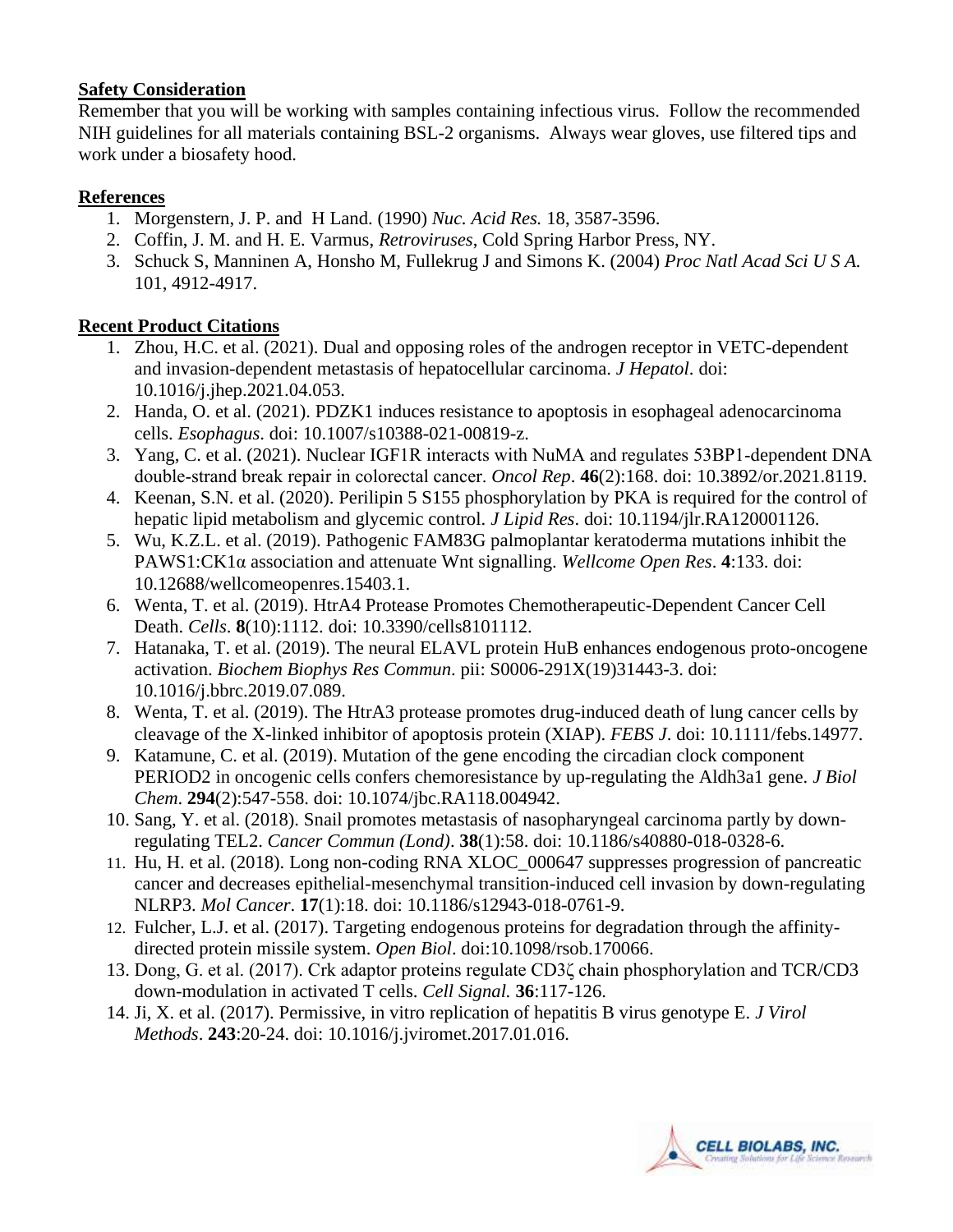**Safety Consideration**

Remember that you will be working with samples containing infectious virus. Follow the recommended NIH guidelines for all materials containing BSL-2 organisms. Always wear gloves, use filtered tips and work under a biosafety hood.

**References**

1. Morgenstern, J. P. and H Land. (1990) *Nuc. Acid Res.* 18, 3587-3596.
2. Coffin, J. M. and H. E. Varmus, *Retroviruses*, Cold Spring Harbor Press, NY.
3. Schuck S, Manninen A, Honsho M, Fullekrug J and Simons K. (2004) *Proc Natl Acad Sci U S A.* 101, 4912-4917.

**Recent Product Citations**

1. Zhou, H.C. et al. (2021). Dual and opposing roles of the androgen receptor in VETC-dependent and invasion-dependent metastasis of hepatocellular carcinoma. *J Hepatol*. doi: 10.1016/j.jhep.2021.04.053.
2. Handa, O. et al. (2021). PDZK1 induces resistance to apoptosis in esophageal adenocarcinoma cells. *Esophagus*. doi: 10.1007/s10388-021-00819-z.
3. Yang, C. et al. (2021). Nuclear IGF1R interacts with NuMA and regulates 53BP1-dependent DNA double-strand break repair in colorectal cancer. *Oncol Rep*. **46**(2):168. doi: 10.3892/or.2021.8119.
4. Keenan, S.N. et al. (2020). Perilipin 5 S155 phosphorylation by PKA is required for the control of hepatic lipid metabolism and glycemic control. *J Lipid Res*. doi: 10.1194/jlr.RA120001126.
5. Wu, K.Z.L. et al. (2019). Pathogenic FAM83G palmoplantar keratoderma mutations inhibit the PAWS1:CK1α association and attenuate Wnt signalling. *Wellcome Open Res*. **4**:133. doi: 10.12688/wellcomeopenres.15403.1.
6. Wenta, T. et al. (2019). HtrA4 Protease Promotes Chemotherapeutic-Dependent Cancer Cell Death. *Cells*. **8**(10):1112. doi: 10.3390/cells8101112.
7. Hatanaka, T. et al. (2019). The neural ELAVL protein HuB enhances endogenous proto-oncogene activation. *Biochem Biophys Res Commun*. pii: S0006-291X(19)31443-3. doi: 10.1016/j.bbrc.2019.07.089.
8. Wenta, T. et al. (2019). The HtrA3 protease promotes drug-induced death of lung cancer cells by cleavage of the X-linked inhibitor of apoptosis protein (XIAP). *FEBS J*. doi: 10.1111/febs.14977.
9. Katamune, C. et al. (2019). Mutation of the gene encoding the circadian clock component PERIOD2 in oncogenic cells confers chemoresistance by up-regulating the Aldh3a1 gene. *J Biol Chem*. **294**(2):547-558. doi: 10.1074/jbc.RA118.004942.
10. Sang, Y. et al. (2018). Snail promotes metastasis of nasopharyngeal carcinoma partly by down-regulating TEL2. *Cancer Commun (Lond)*. **38**(1):58. doi: 10.1186/s40880-018-0328-6.
11. Hu, H. et al. (2018). Long non-coding RNA XLOC_000647 suppresses progression of pancreatic cancer and decreases epithelial-mesenchymal transition-induced cell invasion by down-regulating NLRP3. *Mol Cancer*. **17**(1):18. doi: 10.1186/s12943-018-0761-9.
12. Fulcher, L.J. et al. (2017). Targeting endogenous proteins for degradation through the affinity-directed protein missile system. *Open Biol*. doi:10.1098/rsob.170066.
13. Dong, G. et al. (2017). Crk adaptor proteins regulate CD3ζ chain phosphorylation and TCR/CD3 down-modulation in activated T cells. *Cell Signal.* **36**:117-126.
14. Ji, X. et al. (2017). Permissive, in vitro replication of hepatitis B virus genotype E. *J Virol Methods*. **243**:20-24. doi: 10.1016/j.jviromet.2017.01.016.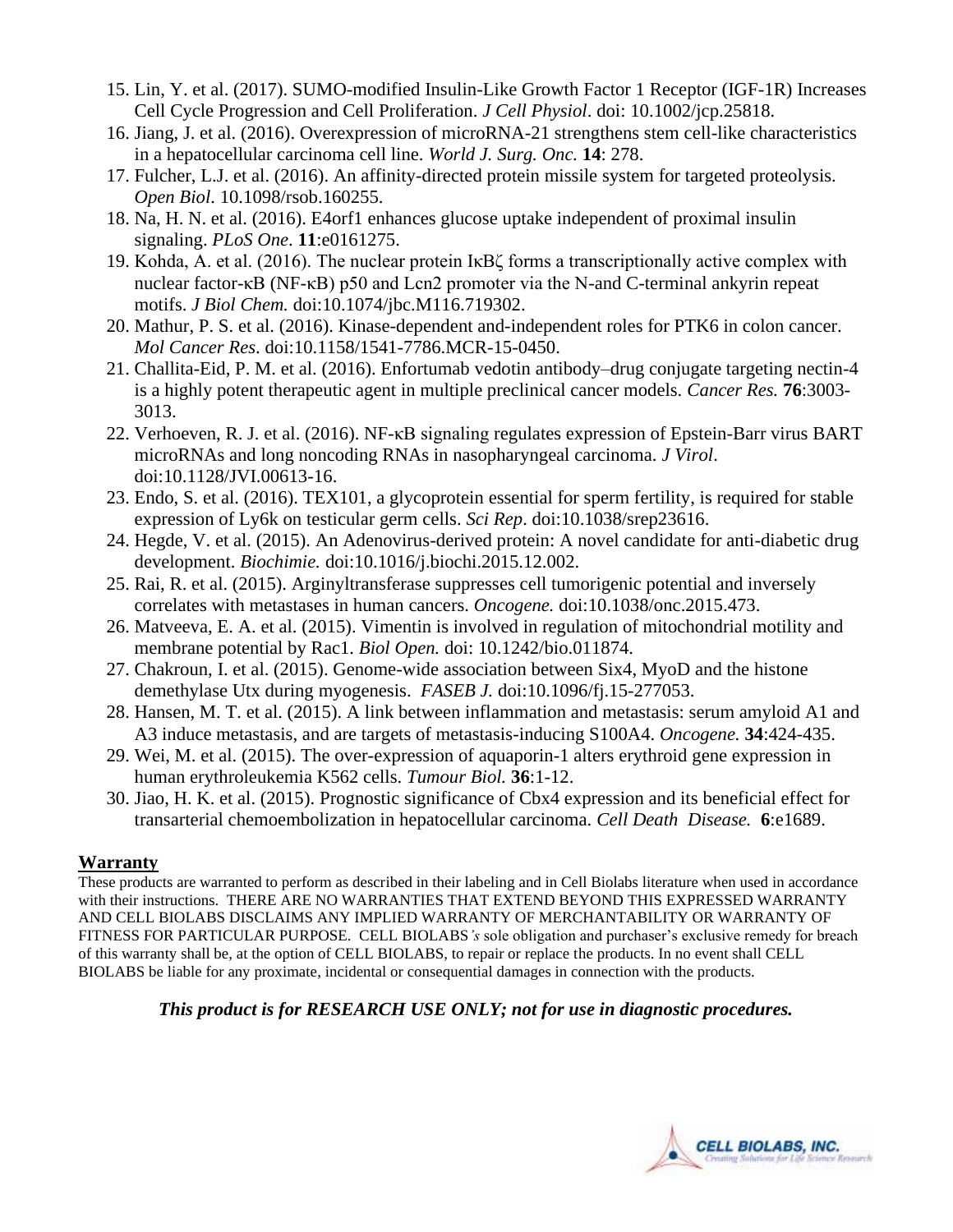15. Lin, Y. et al. (2017). SUMO-modified Insulin-Like Growth Factor 1 Receptor (IGF-1R) Increases Cell Cycle Progression and Cell Proliferation. *J Cell Physiol*. doi: 10.1002/jcp.25818.
16. Jiang, J. et al. (2016). Overexpression of microRNA-21 strengthens stem cell-like characteristics in a hepatocellular carcinoma cell line. *World J. Surg. Onc.* **14**: 278.
17. Fulcher, L.J. et al. (2016). An affinity-directed protein missile system for targeted proteolysis. *Open Biol*. 10.1098/rsob.160255.
18. Na, H. N. et al. (2016). E4orf1 enhances glucose uptake independent of proximal insulin signaling. *PLoS One*. **11**:e0161275.
19. Kohda, A. et al. (2016). The nuclear protein IκBζ forms a transcriptionally active complex with nuclear factor-κB (NF-κB) p50 and Lcn2 promoter via the N-and C-terminal ankyrin repeat motifs. *J Biol Chem.* doi:10.1074/jbc.M116.719302.
20. Mathur, P. S. et al. (2016). Kinase-dependent and-independent roles for PTK6 in colon cancer. *Mol Cancer Res*. doi:10.1158/1541-7786.MCR-15-0450.
21. Challita-Eid, P. M. et al. (2016). Enfortumab vedotin antibody–drug conjugate targeting nectin-4 is a highly potent therapeutic agent in multiple preclinical cancer models. *Cancer Res.* **76**:3003-3013.
22. Verhoeven, R. J. et al. (2016). NF-κB signaling regulates expression of Epstein-Barr virus BART microRNAs and long noncoding RNAs in nasopharyngeal carcinoma. *J Virol*. doi:10.1128/JVI.00613-16.
23. Endo, S. et al. (2016). TEX101, a glycoprotein essential for sperm fertility, is required for stable expression of Ly6k on testicular germ cells. *Sci Rep*. doi:10.1038/srep23616.
24. Hegde, V. et al. (2015). An Adenovirus-derived protein: A novel candidate for anti-diabetic drug development. *Biochimie.* doi:10.1016/j.biochi.2015.12.002.
25. Rai, R. et al. (2015). Arginyltransferase suppresses cell tumorigenic potential and inversely correlates with metastases in human cancers. *Oncogene.* doi:10.1038/onc.2015.473.
26. Matveeva, E. A. et al. (2015). Vimentin is involved in regulation of mitochondrial motility and membrane potential by Rac1. *Biol Open.* doi: 10.1242/bio.011874.
27. Chakroun, I. et al. (2015). Genome-wide association between Six4, MyoD and the histone demethylase Utx during myogenesis. *FASEB J.* doi:10.1096/fj.15-277053.
28. Hansen, M. T. et al. (2015). A link between inflammation and metastasis: serum amyloid A1 and A3 induce metastasis, and are targets of metastasis-inducing S100A4. *Oncogene.* **34**:424-435.
29. Wei, M. et al. (2015). The over-expression of aquaporin-1 alters erythroid gene expression in human erythroleukemia K562 cells. *Tumour Biol.* **36**:1-12.
30. Jiao, H. K. et al. (2015). Prognostic significance of Cbx4 expression and its beneficial effect for transarterial chemoembolization in hepatocellular carcinoma. *Cell Death Disease.* **6**:e1689.

## Warranty

These products are warranted to perform as described in their labeling and in Cell Biolabs literature when used in accordance with their instructions. THERE ARE NO WARRANTIES THAT EXTEND BEYOND THIS EXPRESSED WARRANTY AND CELL BIOLABS DISCLAIMS ANY IMPLIED WARRANTY OF MERCHANTABILITY OR WARRANTY OF FITNESS FOR PARTICULAR PURPOSE. CELL BIOLABS*'s* sole obligation and purchaser's exclusive remedy for breach of this warranty shall be, at the option of CELL BIOLABS, to repair or replace the products. In no event shall CELL BIOLABS be liable for any proximate, incidental or consequential damages in connection with the products.

***This product is for RESEARCH USE ONLY; not for use in diagnostic procedures.***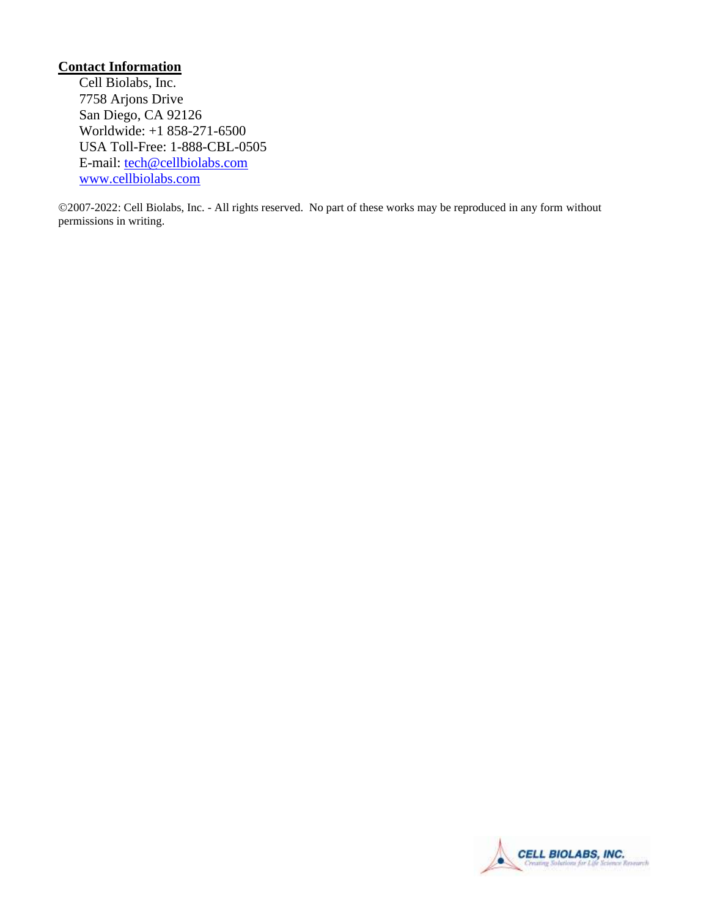## Contact Information

Cell Biolabs, Inc.
7758 Arjons Drive
San Diego, CA 92126
Worldwide: +1 858-271-6500
USA Toll-Free: 1-888-CBL-0505
E-mail: tech@cellbiolabs.com
www.cellbiolabs.com

©2007-2022: Cell Biolabs, Inc. - All rights reserved. No part of these works may be reproduced in any form without permissions in writing.